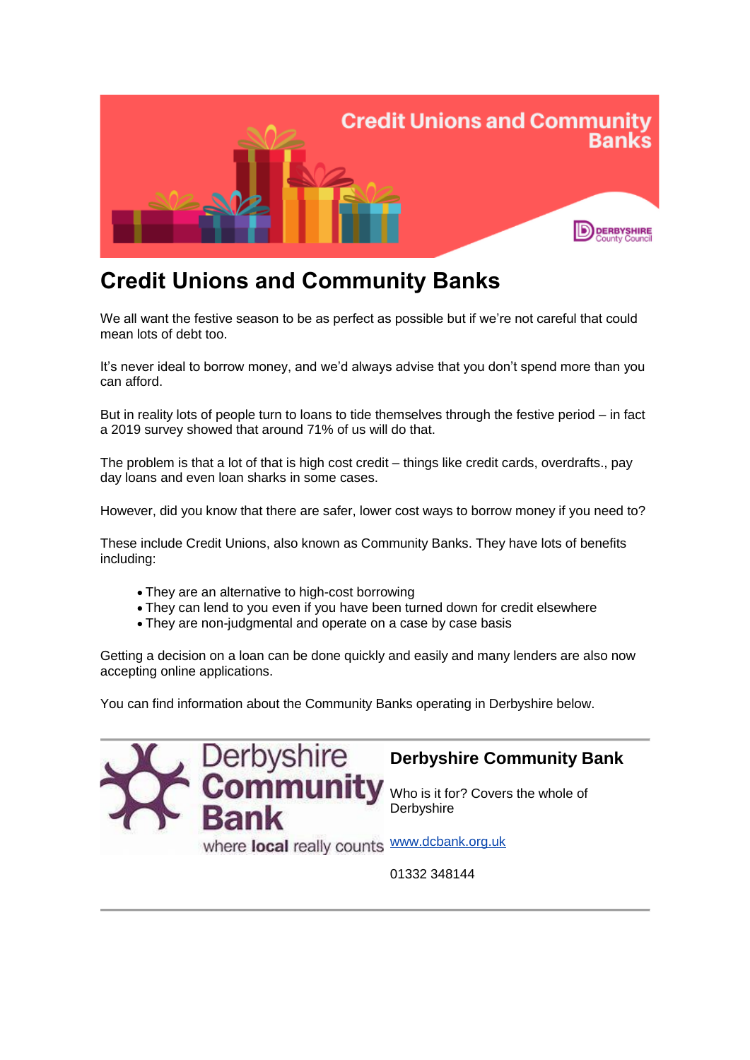# Credit Unions and Community Banks

We all want the festive season to be as perfect as possible but if we're not careful that could mean lots of debt too.

It's never ideal to borrow money, and we'd always advise that you don't spend more than you can afford.

But in reality lots of people turn to loans to tide themselves through the festive period – in fact a 2019 survey showed that around 71% of us will do that.

The problem is that a lot of that is high cost credit – things like credit cards, overdrafts., pay day loans and even loan sharks in some cases.

However, did you know that there are safer, lower cost ways to borrow money if you need to?

These include Credit Unions, also known as Community Banks. They have lots of benefits including:

- They are an alternative to high-cost borrowing
- They can lend to you even if you have been turned down for credit elsewhere
- They are non-judgmental and operate on a case by case basis

Getting a decision on a loan can be done quickly and easily and many lenders are also now accepting online applications.

You can find information about the Community Banks operating in Derbyshire below.

---

### Derbyshire Community Bank

Who is it for? Covers the whole of Derbyshire

www.dcbank.org.uk

01332 348144

---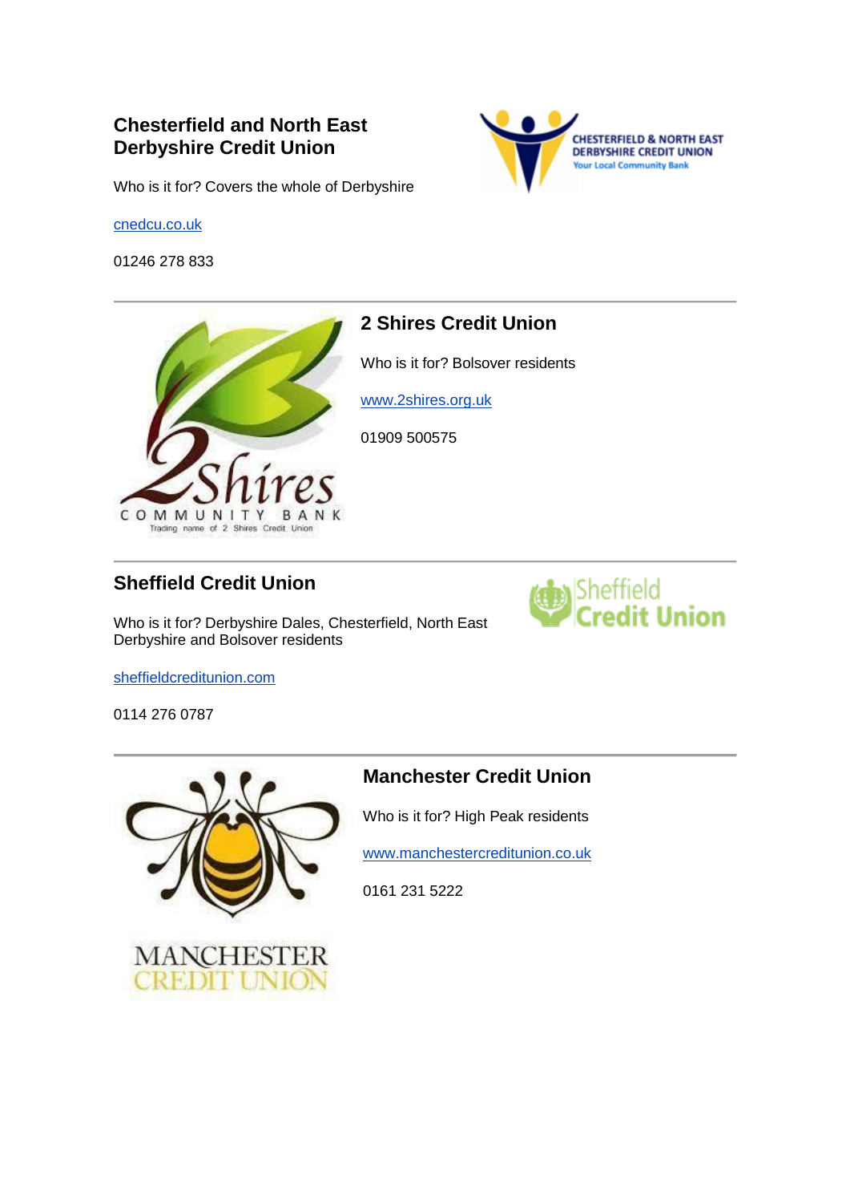## Chesterfield and North East Derbyshire Credit Union

Who is it for? Covers the whole of Derbyshire

cnedcu.co.uk

01246 278 833

---

## 2 Shires Credit Union

Who is it for? Bolsover residents

www.2shires.org.uk

01909 500575

---

## Sheffield Credit Union

Who is it for? Derbyshire Dales, Chesterfield, North East Derbyshire and Bolsover residents

sheffieldcreditunion.com

0114 276 0787

---

## Manchester Credit Union

Who is it for? High Peak residents

www.manchestercreditunion.co.uk

0161 231 5222